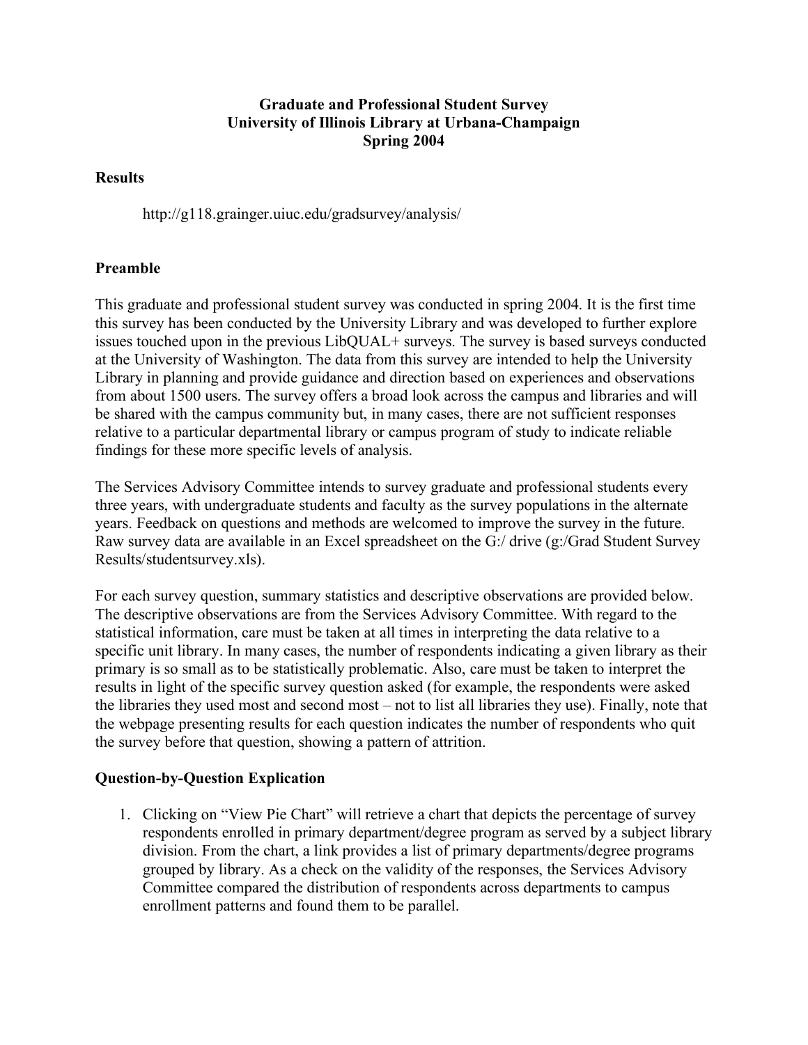**Graduate and Professional Student Survey**
**University of Illinois Library at Urbana-Champaign**
**Spring 2004**

## Results

http://g118.grainger.uiuc.edu/gradsurvey/analysis/

## Preamble

This graduate and professional student survey was conducted in spring 2004. It is the first time this survey has been conducted by the University Library and was developed to further explore issues touched upon in the previous LibQUAL+ surveys. The survey is based surveys conducted at the University of Washington. The data from this survey are intended to help the University Library in planning and provide guidance and direction based on experiences and observations from about 1500 users. The survey offers a broad look across the campus and libraries and will be shared with the campus community but, in many cases, there are not sufficient responses relative to a particular departmental library or campus program of study to indicate reliable findings for these more specific levels of analysis.

The Services Advisory Committee intends to survey graduate and professional students every three years, with undergraduate students and faculty as the survey populations in the alternate years. Feedback on questions and methods are welcomed to improve the survey in the future. Raw survey data are available in an Excel spreadsheet on the G:/ drive (g:/Grad Student Survey Results/studentsurvey.xls).

For each survey question, summary statistics and descriptive observations are provided below. The descriptive observations are from the Services Advisory Committee. With regard to the statistical information, care must be taken at all times in interpreting the data relative to a specific unit library. In many cases, the number of respondents indicating a given library as their primary is so small as to be statistically problematic. Also, care must be taken to interpret the results in light of the specific survey question asked (for example, the respondents were asked the libraries they used most and second most – not to list all libraries they use). Finally, note that the webpage presenting results for each question indicates the number of respondents who quit the survey before that question, showing a pattern of attrition.

## Question-by-Question Explication

1. Clicking on "View Pie Chart" will retrieve a chart that depicts the percentage of survey respondents enrolled in primary department/degree program as served by a subject library division. From the chart, a link provides a list of primary departments/degree programs grouped by library. As a check on the validity of the responses, the Services Advisory Committee compared the distribution of respondents across departments to campus enrollment patterns and found them to be parallel.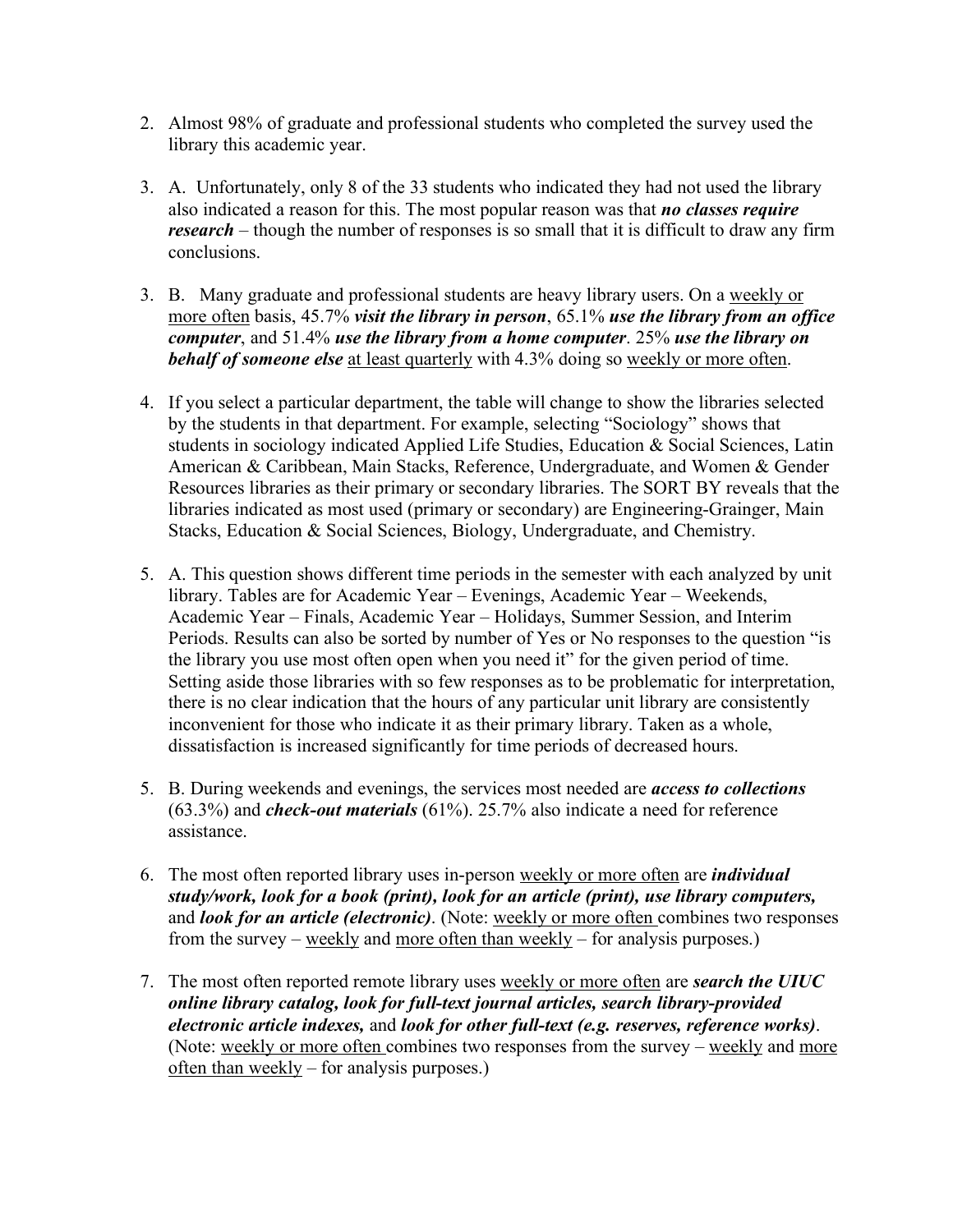2. Almost 98% of graduate and professional students who completed the survey used the library this academic year.

3. A. Unfortunately, only 8 of the 33 students who indicated they had not used the library also indicated a reason for this. The most popular reason was that ***no classes require research*** – though the number of responses is so small that it is difficult to draw any firm conclusions.

3. B. Many graduate and professional students are heavy library users. On a <u>weekly or more often</u> basis, 45.7% ***visit the library in person***, 65.1% ***use the library from an office computer***, and 51.4% ***use the library from a home computer***. 25% ***use the library on behalf of someone else*** <u>at least quarterly</u> with 4.3% doing so <u>weekly or more often</u>.

4. If you select a particular department, the table will change to show the libraries selected by the students in that department. For example, selecting "Sociology" shows that students in sociology indicated Applied Life Studies, Education & Social Sciences, Latin American & Caribbean, Main Stacks, Reference, Undergraduate, and Women & Gender Resources libraries as their primary or secondary libraries. The SORT BY reveals that the libraries indicated as most used (primary or secondary) are Engineering-Grainger, Main Stacks, Education & Social Sciences, Biology, Undergraduate, and Chemistry.

5. A. This question shows different time periods in the semester with each analyzed by unit library. Tables are for Academic Year – Evenings, Academic Year – Weekends, Academic Year – Finals, Academic Year – Holidays, Summer Session, and Interim Periods. Results can also be sorted by number of Yes or No responses to the question "is the library you use most often open when you need it" for the given period of time. Setting aside those libraries with so few responses as to be problematic for interpretation, there is no clear indication that the hours of any particular unit library are consistently inconvenient for those who indicate it as their primary library. Taken as a whole, dissatisfaction is increased significantly for time periods of decreased hours.

5. B. During weekends and evenings, the services most needed are ***access to collections*** (63.3%) and ***check-out materials*** (61%). 25.7% also indicate a need for reference assistance.

6. The most often reported library uses in-person <u>weekly or more often</u> are ***individual study/work, look for a book (print), look for an article (print), use library computers,*** and ***look for an article (electronic)***. (Note: <u>weekly or more often</u> combines two responses from the survey – <u>weekly</u> and <u>more often than weekly</u> – for analysis purposes.)

7. The most often reported remote library uses <u>weekly or more often</u> are ***search the UIUC online library catalog, look for full-text journal articles, search library-provided electronic article indexes,*** and ***look for other full-text (e.g. reserves, reference works)***. (Note: <u>weekly or more often</u> combines two responses from the survey – <u>weekly</u> and <u>more often than weekly</u> – for analysis purposes.)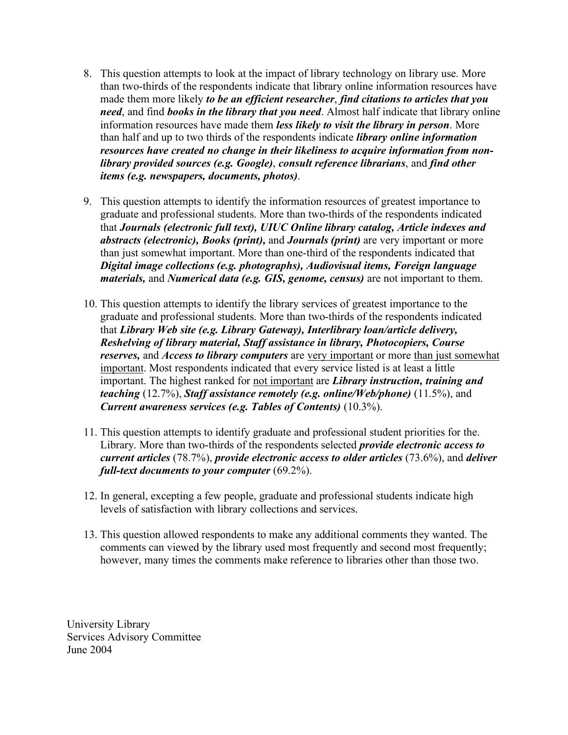8. This question attempts to look at the impact of library technology on library use. More than two-thirds of the respondents indicate that library online information resources have made them more likely ***to be an efficient researcher***, ***find citations to articles that you need***, and find ***books in the library that you need***. Almost half indicate that library online information resources have made them ***less likely to visit the library in person***. More than half and up to two thirds of the respondents indicate ***library online information resources have created no change in their likeliness to acquire information from non-library provided sources (e.g. Google)***, ***consult reference librarians***, and ***find other items (e.g. newspapers, documents, photos)***.

9. This question attempts to identify the information resources of greatest importance to graduate and professional students. More than two-thirds of the respondents indicated that ***Journals (electronic full text), UIUC Online library catalog, Article indexes and abstracts (electronic), Books (print),*** and ***Journals (print)*** are very important or more than just somewhat important. More than one-third of the respondents indicated that ***Digital image collections (e.g. photographs), Audiovisual items, Foreign language materials,*** and ***Numerical data (e.g. GIS, genome, census)*** are not important to them.

10. This question attempts to identify the library services of greatest importance to the graduate and professional students. More than two-thirds of the respondents indicated that ***Library Web site (e.g. Library Gateway), Interlibrary loan/article delivery, Reshelving of library material, Staff assistance in library, Photocopiers, Course reserves,*** and ***Access to library computers*** are <u>very important</u> or more <u>than just somewhat important</u>. Most respondents indicated that every service listed is at least a little important. The highest ranked for <u>not important</u> are ***Library instruction, training and teaching*** (12.7%), ***Staff assistance remotely (e.g. online/Web/phone)*** (11.5%), and ***Current awareness services (e.g. Tables of Contents)*** (10.3%).

11. This question attempts to identify graduate and professional student priorities for the. Library. More than two-thirds of the respondents selected ***provide electronic access to current articles*** (78.7%), ***provide electronic access to older articles*** (73.6%), and ***deliver full-text documents to your computer*** (69.2%).

12. In general, excepting a few people, graduate and professional students indicate high levels of satisfaction with library collections and services.

13. This question allowed respondents to make any additional comments they wanted. The comments can viewed by the library used most frequently and second most frequently; however, many times the comments make reference to libraries other than those two.

University Library
Services Advisory Committee
June 2004